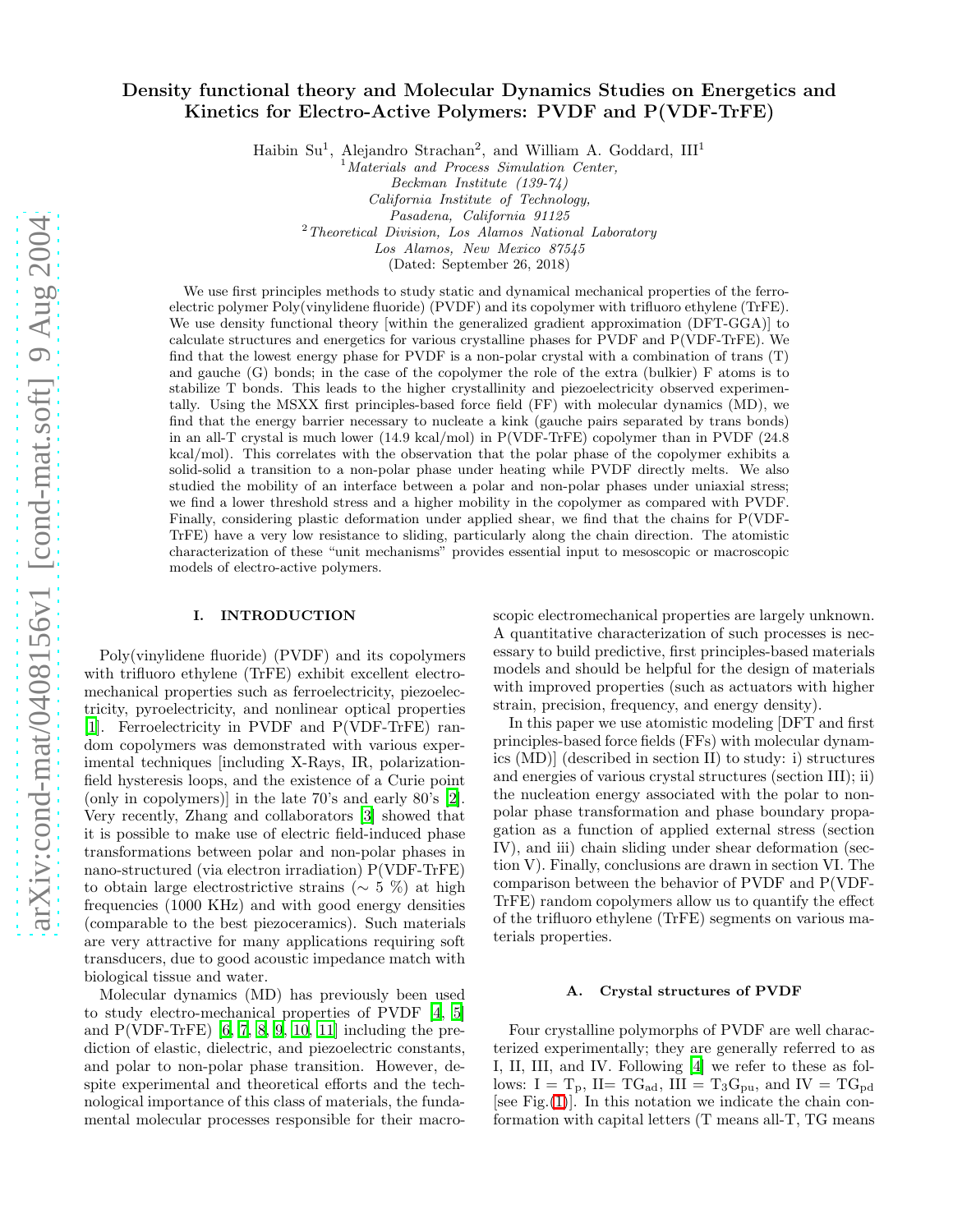# Density functional theory and Molecular Dynamics Studies on Energetics and Kinetics for Electro-Active Polymers: PVDF and P(VDF-TrFE)

Haibin Su[1], Alejandro Strachan[2], and William A. Goddard, III[1]

[1] *Materials and Process Simulation Center, Beckman Institute (139-74) California Institute of Technology, Pasadena, California 91125*

[2] *Theoretical Division, Los Alamos National Laboratory Los Alamos, New Mexico 87545*

(Dated: September 26, 2018)

We use first principles methods to study static and dynamical mechanical properties of the ferroelectric polymer Poly(vinylidene fluoride) (PVDF) and its copolymer with trifluoro ethylene (TrFE). We use density functional theory [within the generalized gradient approximation (DFT-GGA)] to calculate structures and energetics for various crystalline phases for PVDF and P(VDF-TrFE). We find that the lowest energy phase for PVDF is a non-polar crystal with a combination of trans (T) and gauche (G) bonds; in the case of the copolymer the role of the extra (bulkier) F atoms is to stabilize T bonds. This leads to the higher crystallinity and piezoelectricity observed experimentally. Using the MSXX first principles-based force field (FF) with molecular dynamics (MD), we find that the energy barrier necessary to nucleate a kink (gauche pairs separated by trans bonds) in an all-T crystal is much lower (14.9 kcal/mol) in P(VDF-TrFE) copolymer than in PVDF (24.8 kcal/mol). This correlates with the observation that the polar phase of the copolymer exhibits a solid-solid a transition to a non-polar phase under heating while PVDF directly melts. We also studied the mobility of an interface between a polar and non-polar phases under uniaxial stress; we find a lower threshold stress and a higher mobility in the copolymer as compared with PVDF. Finally, considering plastic deformation under applied shear, we find that the chains for P(VDF-TrFE) have a very low resistance to sliding, particularly along the chain direction. The atomistic characterization of these "unit mechanisms" provides essential input to mesoscopic or macroscopic models of electro-active polymers.

## I. INTRODUCTION

Poly(vinylidene fluoride) (PVDF) and its copolymers with trifluoro ethylene (TrFE) exhibit excellent electromechanical properties such as ferroelectricity, piezoelectricity, pyroelectricity, and nonlinear optical properties [1]. Ferroelectricity in PVDF and P(VDF-TrFE) random copolymers was demonstrated with various experimental techniques [including X-Rays, IR, polarization-field hysteresis loops, and the existence of a Curie point (only in copolymers)] in the late 70's and early 80's [2]. Very recently, Zhang and collaborators [3] showed that it is possible to make use of electric field-induced phase transformations between polar and non-polar phases in nano-structured (via electron irradiation) P(VDF-TrFE) to obtain large electrostrictive strains (∼ 5 %) at high frequencies (1000 KHz) and with good energy densities (comparable to the best piezoceramics). Such materials are very attractive for many applications requiring soft transducers, due to good acoustic impedance match with biological tissue and water.

Molecular dynamics (MD) has previously been used to study electro-mechanical properties of PVDF [4, 5] and P(VDF-TrFE) [6, 7, 8, 9, 10, 11] including the prediction of elastic, dielectric, and piezoelectric constants, and polar to non-polar phase transition. However, despite experimental and theoretical efforts and the technological importance of this class of materials, the fundamental molecular processes responsible for their macroscopic electromechanical properties are largely unknown. A quantitative characterization of such processes is necessary to build predictive, first principles-based materials models and should be helpful for the design of materials with improved properties (such as actuators with higher strain, precision, frequency, and energy density).

In this paper we use atomistic modeling [DFT and first principles-based force fields (FFs) with molecular dynamics (MD)] (described in section II) to study: i) structures and energies of various crystal structures (section III); ii) the nucleation energy associated with the polar to non-polar phase transformation and phase boundary propagation as a function of applied external stress (section IV), and iii) chain sliding under shear deformation (section V). Finally, conclusions are drawn in section VI. The comparison between the behavior of PVDF and P(VDF-TrFE) random copolymers allow us to quantify the effect of the trifluoro ethylene (TrFE) segments on various materials properties.

### A. Crystal structures of PVDF

Four crystalline polymorphs of PVDF are well characterized experimentally; they are generally referred to as I, II, III, and IV. Following [4] we refer to these as follows: I = $T_p$, II= $TG_{ad}$, III = $T_3G_{pu}$, and IV = $TG_{pd}$ [see Fig.(1)]. In this notation we indicate the chain conformation with capital letters (T means all-T, TG means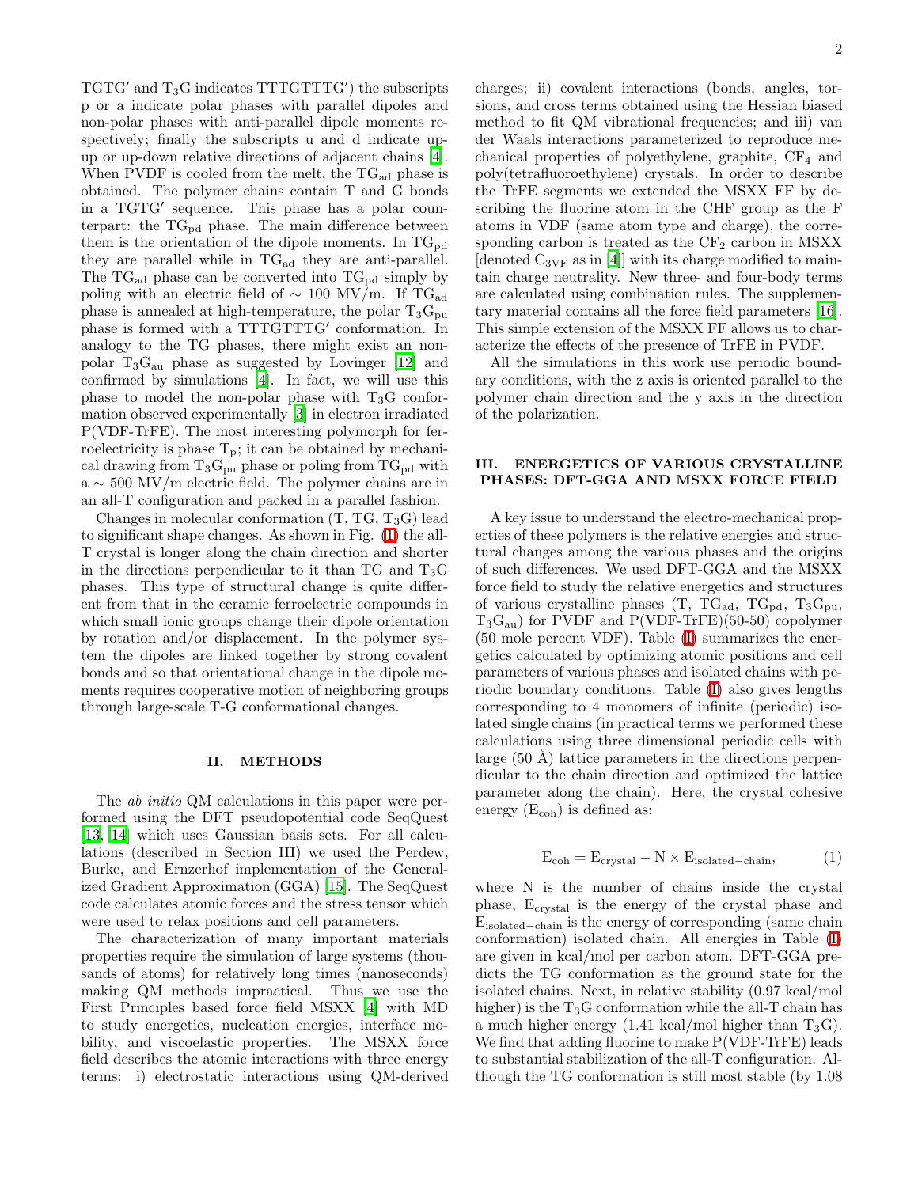TGTG′ and $T_3G$ indicates TTTGTTTG′) the subscripts p or a indicate polar phases with parallel dipoles and non-polar phases with anti-parallel dipole moments respectively; finally the subscripts u and d indicate up-up or up-down relative directions of adjacent chains [4]. When PVDF is cooled from the melt, the $TG_{ad}$ phase is obtained. The polymer chains contain T and G bonds in a TGTG′ sequence. This phase has a polar counterpart: the $TG_{pd}$ phase. The main difference between them is the orientation of the dipole moments. In $TG_{pd}$ they are parallel while in $TG_{ad}$ they are anti-parallel. The $TG_{ad}$ phase can be converted into $TG_{pd}$ simply by poling with an electric field of $\sim 100$ MV/m. If $TG_{ad}$ phase is annealed at high-temperature, the polar $T_3G_{pu}$ phase is formed with a TTTGTTTG′ conformation. In analogy to the TG phases, there might exist an non-polar $T_3G_{au}$ phase as suggested by Lovinger [12] and confirmed by simulations [4]. In fact, we will use this phase to model the non-polar phase with $T_3G$ conformation observed experimentally [3] in electron irradiated P(VDF-TrFE). The most interesting polymorph for ferroelectricity is phase $T_p$; it can be obtained by mechanical drawing from $T_3G_{pu}$ phase or poling from $TG_{pd}$ with a $\sim 500$ MV/m electric field. The polymer chains are in an all-T configuration and packed in a parallel fashion.

Changes in molecular conformation (T, TG, $T_3G$) lead to significant shape changes. As shown in Fig. (1) the all-T crystal is longer along the chain direction and shorter in the directions perpendicular to it than TG and $T_3G$ phases. This type of structural change is quite different from that in the ceramic ferroelectric compounds in which small ionic groups change their dipole orientation by rotation and/or displacement. In the polymer system the dipoles are linked together by strong covalent bonds and so that orientational change in the dipole moments requires cooperative motion of neighboring groups through large-scale T-G conformational changes.

## II. METHODS

The *ab initio* QM calculations in this paper were performed using the DFT pseudopotential code SeqQuest [13, 14] which uses Gaussian basis sets. For all calculations (described in Section III) we used the Perdew, Burke, and Ernzerhof implementation of the Generalized Gradient Approximation (GGA) [15]. The SeqQuest code calculates atomic forces and the stress tensor which were used to relax positions and cell parameters.

The characterization of many important materials properties require the simulation of large systems (thousands of atoms) for relatively long times (nanoseconds) making QM methods impractical. Thus we use the First Principles based force field MSXX [4] with MD to study energetics, nucleation energies, interface mobility, and viscoelastic properties. The MSXX force field describes the atomic interactions with three energy terms: i) electrostatic interactions using QM-derived charges; ii) covalent interactions (bonds, angles, torsions, and cross terms obtained using the Hessian biased method to fit QM vibrational frequencies; and iii) van der Waals interactions parameterized to reproduce mechanical properties of polyethylene, graphite, $CF_4$ and poly(tetrafluoroethylene) crystals. In order to describe the TrFE segments we extended the MSXX FF by describing the fluorine atom in the CHF group as the F atoms in VDF (same atom type and charge), the corresponding carbon is treated as the $CF_2$ carbon in MSXX [denoted $C_{3VF}$ as in [4]] with its charge modified to maintain charge neutrality. New three- and four-body terms are calculated using combination rules. The supplementary material contains all the force field parameters [16]. This simple extension of the MSXX FF allows us to characterize the effects of the presence of TrFE in PVDF.

All the simulations in this work use periodic boundary conditions, with the z axis is oriented parallel to the polymer chain direction and the y axis in the direction of the polarization.

## III. ENERGETICS OF VARIOUS CRYSTALLINE PHASES: DFT-GGA AND MSXX FORCE FIELD

A key issue to understand the electro-mechanical properties of these polymers is the relative energies and structural changes among the various phases and the origins of such differences. We used DFT-GGA and the MSXX force field to study the relative energetics and structures of various crystalline phases (T, $TG_{ad}$, $TG_{pd}$, $T_3G_{pu}$, $T_3G_{au}$) for PVDF and P(VDF-TrFE)(50-50) copolymer (50 mole percent VDF). Table (I) summarizes the energetics calculated by optimizing atomic positions and cell parameters of various phases and isolated chains with periodic boundary conditions. Table (I) also gives lengths corresponding to 4 monomers of infinite (periodic) isolated single chains (in practical terms we performed these calculations using three dimensional periodic cells with large (50 Å) lattice parameters in the directions perpendicular to the chain direction and optimized the lattice parameter along the chain). Here, the crystal cohesive energy ($E_{coh}$) is defined as:

$$E_{coh} = E_{crystal} - N \times E_{isolated-chain}, \qquad (1)$$

where N is the number of chains inside the crystal phase, $E_{crystal}$ is the energy of the crystal phase and $E_{isolated-chain}$ is the energy of corresponding (same chain conformation) isolated chain. All energies in Table (I) are given in kcal/mol per carbon atom. DFT-GGA predicts the TG conformation as the ground state for the isolated chains. Next, in relative stability (0.97 kcal/mol higher) is the $T_3G$ conformation while the all-T chain has a much higher energy (1.41 kcal/mol higher than $T_3G$). We find that adding fluorine to make P(VDF-TrFE) leads to substantial stabilization of the all-T configuration. Although the TG conformation is still most stable (by 1.08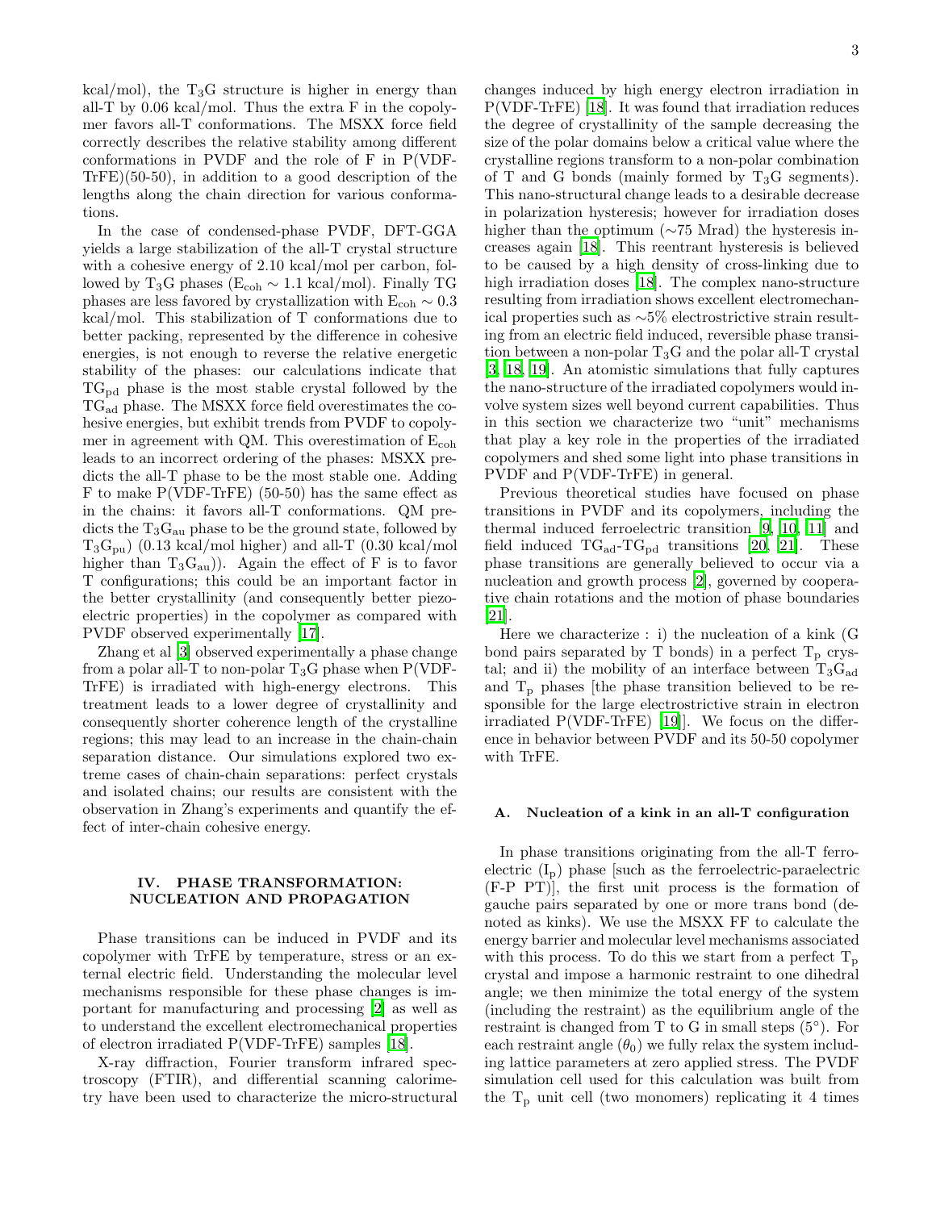kcal/mol), the $T_3G$ structure is higher in energy than all-T by 0.06 kcal/mol. Thus the extra F in the copolymer favors all-T conformations. The MSXX force field correctly describes the relative stability among different conformations in PVDF and the role of F in P(VDF-TrFE)(50-50), in addition to a good description of the lengths along the chain direction for various conformations.

In the case of condensed-phase PVDF, DFT-GGA yields a large stabilization of the all-T crystal structure with a cohesive energy of 2.10 kcal/mol per carbon, followed by $T_3G$ phases ($E_{coh} \sim 1.1$ kcal/mol). Finally TG phases are less favored by crystallization with $E_{coh} \sim 0.3$ kcal/mol. This stabilization of T conformations due to better packing, represented by the difference in cohesive energies, is not enough to reverse the relative energetic stability of the phases: our calculations indicate that $TG_{pd}$ phase is the most stable crystal followed by the $TG_{ad}$ phase. The MSXX force field overestimates the cohesive energies, but exhibit trends from PVDF to copolymer in agreement with QM. This overestimation of $E_{coh}$ leads to an incorrect ordering of the phases: MSXX predicts the all-T phase to be the most stable one. Adding F to make P(VDF-TrFE) (50-50) has the same effect as in the chains: it favors all-T conformations. QM predicts the $T_3G_{au}$ phase to be the ground state, followed by $T_3G_{pu}$) (0.13 kcal/mol higher) and all-T (0.30 kcal/mol higher than $T_3G_{au}$)). Again the effect of F is to favor T configurations; this could be an important factor in the better crystallinity (and consequently better piezoelectric properties) in the copolymer as compared with PVDF observed experimentally [17].

Zhang et al [3] observed experimentally a phase change from a polar all-T to non-polar $T_3G$ phase when P(VDF-TrFE) is irradiated with high-energy electrons. This treatment leads to a lower degree of crystallinity and consequently shorter coherence length of the crystalline regions; this may lead to an increase in the chain-chain separation distance. Our simulations explored two extreme cases of chain-chain separations: perfect crystals and isolated chains; our results are consistent with the observation in Zhang's experiments and quantify the effect of inter-chain cohesive energy.

## IV. PHASE TRANSFORMATION: NUCLEATION AND PROPAGATION

Phase transitions can be induced in PVDF and its copolymer with TrFE by temperature, stress or an external electric field. Understanding the molecular level mechanisms responsible for these phase changes is important for manufacturing and processing [2] as well as to understand the excellent electromechanical properties of electron irradiated P(VDF-TrFE) samples [18].

X-ray diffraction, Fourier transform infrared spectroscopy (FTIR), and differential scanning calorimetry have been used to characterize the micro-structural changes induced by high energy electron irradiation in P(VDF-TrFE) [18]. It was found that irradiation reduces the degree of crystallinity of the sample decreasing the size of the polar domains below a critical value where the crystalline regions transform to a non-polar combination of T and G bonds (mainly formed by $T_3G$ segments). This nano-structural change leads to a desirable decrease in polarization hysteresis; however for irradiation doses higher than the optimum (~75 Mrad) the hysteresis increases again [18]. This reentrant hysteresis is believed to be caused by a high density of cross-linking due to high irradiation doses [18]. The complex nano-structure resulting from irradiation shows excellent electromechanical properties such as ~5% electrostrictive strain resulting from an electric field induced, reversible phase transition between a non-polar $T_3G$ and the polar all-T crystal [3, 18, 19]. An atomistic simulations that fully captures the nano-structure of the irradiated copolymers would involve system sizes well beyond current capabilities. Thus in this section we characterize two "unit" mechanisms that play a key role in the properties of the irradiated copolymers and shed some light into phase transitions in PVDF and P(VDF-TrFE) in general.

Previous theoretical studies have focused on phase transitions in PVDF and its copolymers, including the thermal induced ferroelectric transition [9, 10, 11] and field induced $TG_{ad}$-$TG_{pd}$ transitions [20, 21]. These phase transitions are generally believed to occur via a nucleation and growth process [2], governed by cooperative chain rotations and the motion of phase boundaries [21].

Here we characterize : i) the nucleation of a kink (G bond pairs separated by T bonds) in a perfect $T_p$ crystal; and ii) the mobility of an interface between $T_3G_{ad}$ and $T_p$ phases [the phase transition believed to be responsible for the large electrostrictive strain in electron irradiated P(VDF-TrFE) [19]]. We focus on the difference in behavior between PVDF and its 50-50 copolymer with TrFE.

### A. Nucleation of a kink in an all-T configuration

In phase transitions originating from the all-T ferroelectric ($I_p$) phase [such as the ferroelectric-paraelectric (F-P PT)], the first unit process is the formation of gauche pairs separated by one or more trans bond (denoted as kinks). We use the MSXX FF to calculate the energy barrier and molecular level mechanisms associated with this process. To do this we start from a perfect $T_p$ crystal and impose a harmonic restraint to one dihedral angle; we then minimize the total energy of the system (including the restraint) as the equilibrium angle of the restraint is changed from T to G in small steps (5°). For each restraint angle ($\theta_0$) we fully relax the system including lattice parameters at zero applied stress. The PVDF simulation cell used for this calculation was built from the $T_p$ unit cell (two monomers) replicating it 4 times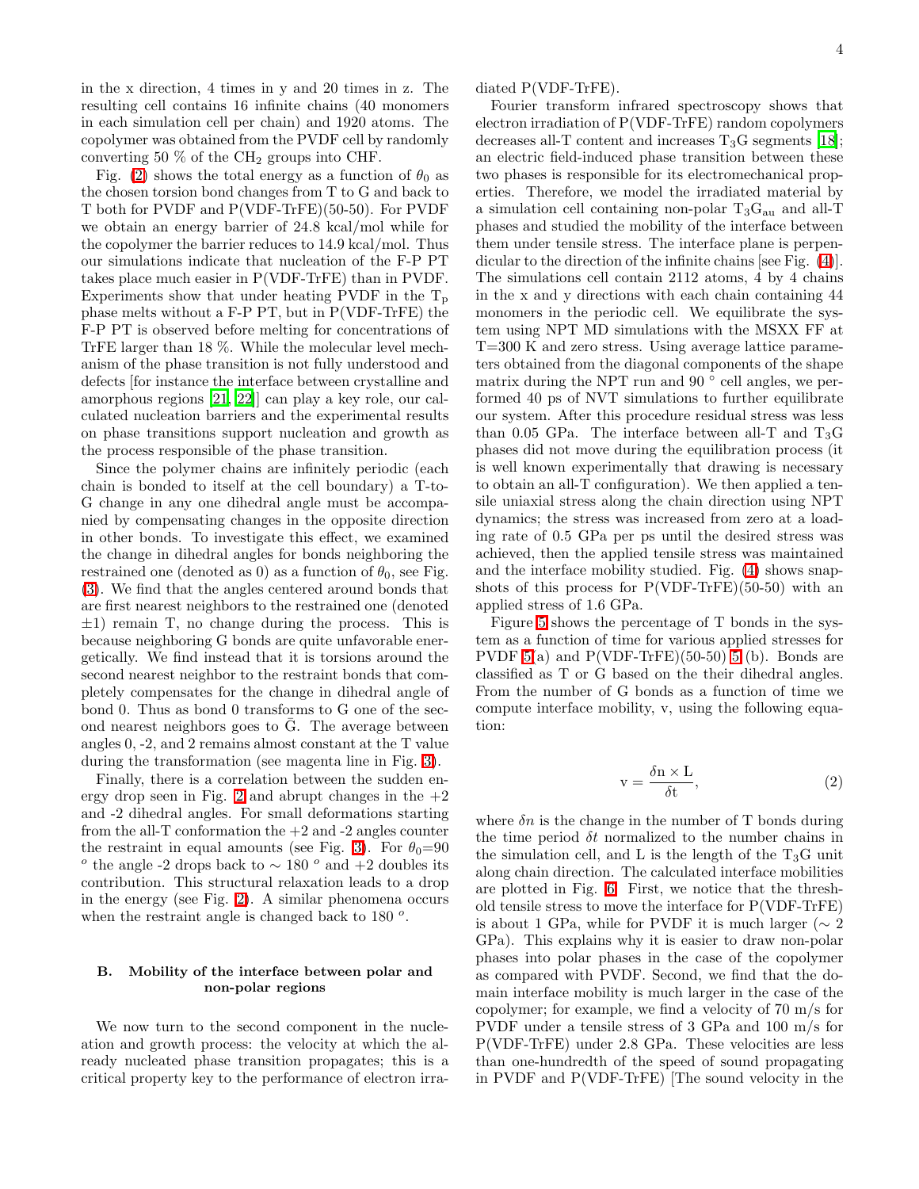in the x direction, 4 times in y and 20 times in z. The resulting cell contains 16 infinite chains (40 monomers in each simulation cell per chain) and 1920 atoms. The copolymer was obtained from the PVDF cell by randomly converting 50 % of the $CH_2$ groups into CHF.

Fig. (2) shows the total energy as a function of $\theta_0$ as the chosen torsion bond changes from T to G and back to T both for PVDF and P(VDF-TrFE)(50-50). For PVDF we obtain an energy barrier of 24.8 kcal/mol while for the copolymer the barrier reduces to 14.9 kcal/mol. Thus our simulations indicate that nucleation of the F-P PT takes place much easier in P(VDF-TrFE) than in PVDF. Experiments show that under heating PVDF in the $T_p$ phase melts without a F-P PT, but in P(VDF-TrFE) the F-P PT is observed before melting for concentrations of TrFE larger than 18 %. While the molecular level mechanism of the phase transition is not fully understood and defects [for instance the interface between crystalline and amorphous regions [21, 22]] can play a key role, our calculated nucleation barriers and the experimental results on phase transitions support nucleation and growth as the process responsible of the phase transition.

Since the polymer chains are infinitely periodic (each chain is bonded to itself at the cell boundary) a T-to-G change in any one dihedral angle must be accompanied by compensating changes in the opposite direction in other bonds. To investigate this effect, we examined the change in dihedral angles for bonds neighboring the restrained one (denoted as 0) as a function of $\theta_0$, see Fig. (3). We find that the angles centered around bonds that are first nearest neighbors to the restrained one (denoted $\pm 1$) remain T, no change during the process. This is because neighboring G bonds are quite unfavorable energetically. We find instead that it is torsions around the second nearest neighbor to the restraint bonds that completely compensates for the change in dihedral angle of bond 0. Thus as bond 0 transforms to G one of the second nearest neighbors goes to $\bar{\text{G}}$. The average between angles 0, -2, and 2 remains almost constant at the T value during the transformation (see magenta line in Fig. 3).

Finally, there is a correlation between the sudden energy drop seen in Fig. 2 and abrupt changes in the +2 and -2 dihedral angles. For small deformations starting from the all-T conformation the +2 and -2 angles counter the restraint in equal amounts (see Fig. 3). For $\theta_0$=90 $^o$ the angle -2 drops back to $\sim 180$ $^o$ and +2 doubles its contribution. This structural relaxation leads to a drop in the energy (see Fig. 2). A similar phenomena occurs when the restraint angle is changed back to 180 $^o$.

### B. Mobility of the interface between polar and non-polar regions

We now turn to the second component in the nucleation and growth process: the velocity at which the already nucleated phase transition propagates; this is a critical property key to the performance of electron irradiated P(VDF-TrFE).

Fourier transform infrared spectroscopy shows that electron irradiation of P(VDF-TrFE) random copolymers decreases all-T content and increases $T_3G$ segments [18]; an electric field-induced phase transition between these two phases is responsible for its electromechanical properties. Therefore, we model the irradiated material by a simulation cell containing non-polar $T_3G_{au}$ and all-T phases and studied the mobility of the interface between them under tensile stress. The interface plane is perpendicular to the direction of the infinite chains [see Fig. (4)]. The simulations cell contain 2112 atoms, 4 by 4 chains in the x and y directions with each chain containing 44 monomers in the periodic cell. We equilibrate the system using NPT MD simulations with the MSXX FF at T=300 K and zero stress. Using average lattice parameters obtained from the diagonal components of the shape matrix during the NPT run and 90 $^\circ$ cell angles, we performed 40 ps of NVT simulations to further equilibrate our system. After this procedure residual stress was less than 0.05 GPa. The interface between all-T and $T_3G$ phases did not move during the equilibration process (it is well known experimentally that drawing is necessary to obtain an all-T configuration). We then applied a tensile uniaxial stress along the chain direction using NPT dynamics; the stress was increased from zero at a loading rate of 0.5 GPa per ps until the desired stress was achieved, then the applied tensile stress was maintained and the interface mobility studied. Fig. (4) shows snapshots of this process for P(VDF-TrFE)(50-50) with an applied stress of 1.6 GPa.

Figure 5 shows the percentage of T bonds in the system as a function of time for various applied stresses for PVDF 5(a) and P(VDF-TrFE)(50-50) 5(b). Bonds are classified as T or G based on the their dihedral angles. From the number of G bonds as a function of time we compute interface mobility, v, using the following equation:

$$\text{v} = \frac{\delta \text{n} \times \text{L}}{\delta \text{t}}, \tag{2}$$

where $\delta n$ is the change in the number of T bonds during the time period $\delta t$ normalized to the number chains in the simulation cell, and L is the length of the $T_3G$ unit along chain direction. The calculated interface mobilities are plotted in Fig. 6. First, we notice that the threshold tensile stress to move the interface for P(VDF-TrFE) is about 1 GPa, while for PVDF it is much larger ($\sim 2$ GPa). This explains why it is easier to draw non-polar phases into polar phases in the case of the copolymer as compared with PVDF. Second, we find that the domain interface mobility is much larger in the case of the copolymer; for example, we find a velocity of 70 m/s for PVDF under a tensile stress of 3 GPa and 100 m/s for P(VDF-TrFE) under 2.8 GPa. These velocities are less than one-hundredth of the speed of sound propagating in PVDF and P(VDF-TrFE) [The sound velocity in the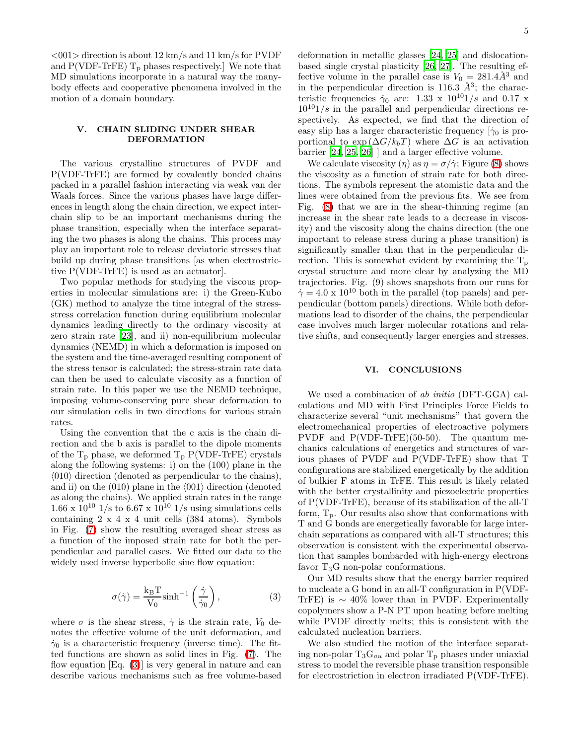<001> direction is about 12 km/s and 11 km/s for PVDF and P(VDF-TrFE) $T_p$ phases respectively.] We note that MD simulations incorporate in a natural way the many-body effects and cooperative phenomena involved in the motion of a domain boundary.

## V. CHAIN SLIDING UNDER SHEAR DEFORMATION

The various crystalline structures of PVDF and P(VDF-TrFE) are formed by covalently bonded chains packed in a parallel fashion interacting via weak van der Waals forces. Since the various phases have large differences in length along the chain direction, we expect inter-chain slip to be an important mechanisms during the phase transition, especially when the interface separating the two phases is along the chains. This process may play an important role to release deviatoric stresses that build up during phase transitions [as when electrostrictive P(VDF-TrFE) is used as an actuator].

Two popular methods for studying the viscous properties in molecular simulations are: i) the Green-Kubo (GK) method to analyze the time integral of the stress-stress correlation function during equilibrium molecular dynamics leading directly to the ordinary viscosity at zero strain rate [23], and ii) non-equilibrium molecular dynamics (NEMD) in which a deformation is imposed on the system and the time-averaged resulting component of the stress tensor is calculated; the stress-strain rate data can then be used to calculate viscosity as a function of strain rate. In this paper we use the NEMD technique, imposing volume-conserving pure shear deformation to our simulation cells in two directions for various strain rates.

Using the convention that the c axis is the chain direction and the b axis is parallel to the dipole moments of the $T_p$ phase, we deformed $T_p$ P(VDF-TrFE) crystals along the following systems: i) on the (100) plane in the $\langle 010 \rangle$ direction (denoted as perpendicular to the chains), and ii) on the (010) plane in the $\langle 001 \rangle$ direction (denoted as along the chains). We applied strain rates in the range 1.66 x $10^{10}$ 1/s to 6.67 x $10^{10}$ 1/s using simulations cells containing 2 x 4 x 4 unit cells (384 atoms). Symbols in Fig. (7) show the resulting averaged shear stress as a function of the imposed strain rate for both the perpendicular and parallel cases. We fitted our data to the widely used inverse hyperbolic sine flow equation:

$$\sigma(\dot{\gamma}) = \frac{\mathrm{k_B T}}{\mathrm{V_0}} \sinh^{-1}\left(\frac{\dot{\gamma}}{\dot{\gamma}_0}\right), \tag{3}$$

where $\sigma$ is the shear stress, $\dot{\gamma}$ is the strain rate, $V_0$ denotes the effective volume of the unit deformation, and $\dot{\gamma}_0$ is a characteristic frequency (inverse time). The fitted functions are shown as solid lines in Fig. (7). The flow equation [Eq. (3)] is very general in nature and can describe various mechanisms such as free volume-based deformation in metallic glasses [24, 25] and dislocation-based single crystal plasticity [26, 27]. The resulting effective volume in the parallel case is $V_0 = 281.4 Å^3$ and in the perpendicular direction is 116.3 $Å^3$; the characteristic frequencies $\dot{\gamma}_0$ are: 1.33 x $10^{10} 1/s$ and 0.17 x $10^{10} 1/s$ in the parallel and perpendicular directions respectively. As expected, we find that the direction of easy slip has a larger characteristic frequency [$\dot{\gamma}_0$ is proportional to $\exp(\Delta G/k_b T)$ where $\Delta G$ is an activation barrier [24, 25, 26] ] and a larger effective volume.

We calculate viscosity ($\eta$) as $\eta = \sigma/\dot{\gamma}$; Figure (8) shows the viscosity as a function of strain rate for both directions. The symbols represent the atomistic data and the lines were obtained from the previous fits. We see from Fig. (8) that we are in the shear-thinning regime (an increase in the shear rate leads to a decrease in viscosity) and the viscosity along the chains direction (the one important to release stress during a phase transition) is significantly smaller than that in the perpendicular direction. This is somewhat evident by examining the $T_p$ crystal structure and more clear by analyzing the MD trajectories. Fig. (9) shows snapshots from our runs for $\dot{\gamma} = 4.0$ x $10^{10}$ both in the parallel (top panels) and perpendicular (bottom panels) directions. While both deformations lead to disorder of the chains, the perpendicular case involves much larger molecular rotations and relative shifts, and consequently larger energies and stresses.

## VI. CONCLUSIONS

We used a combination of *ab initio* (DFT-GGA) calculations and MD with First Principles Force Fields to characterize several "unit mechanisms" that govern the electromechanical properties of electroactive polymers PVDF and P(VDF-TrFE)(50-50). The quantum mechanics calculations of energetics and structures of various phases of PVDF and P(VDF-TrFE) show that T configurations are stabilized energetically by the addition of bulkier F atoms in TrFE. This result is likely related with the better crystallinity and piezoelectric properties of P(VDF-TrFE), because of its stabilization of the all-T form, $T_p$. Our results also show that conformations with T and G bonds are energetically favorable for large inter-chain separations as compared with all-T structures; this observation is consistent with the experimental observation that samples bombarded with high-energy electrons favor $T_3G$ non-polar conformations.

Our MD results show that the energy barrier required to nucleate a G bond in an all-T configuration in P(VDF-TrFE) is ∼ 40% lower than in PVDF. Experimentally copolymers show a P-N PT upon heating before melting while PVDF directly melts; this is consistent with the calculated nucleation barriers.

We also studied the motion of the interface separating non-polar $T_3G_{au}$ and polar $T_p$ phases under uniaxial stress to model the reversible phase transition responsible for electrostriction in electron irradiated P(VDF-TrFE).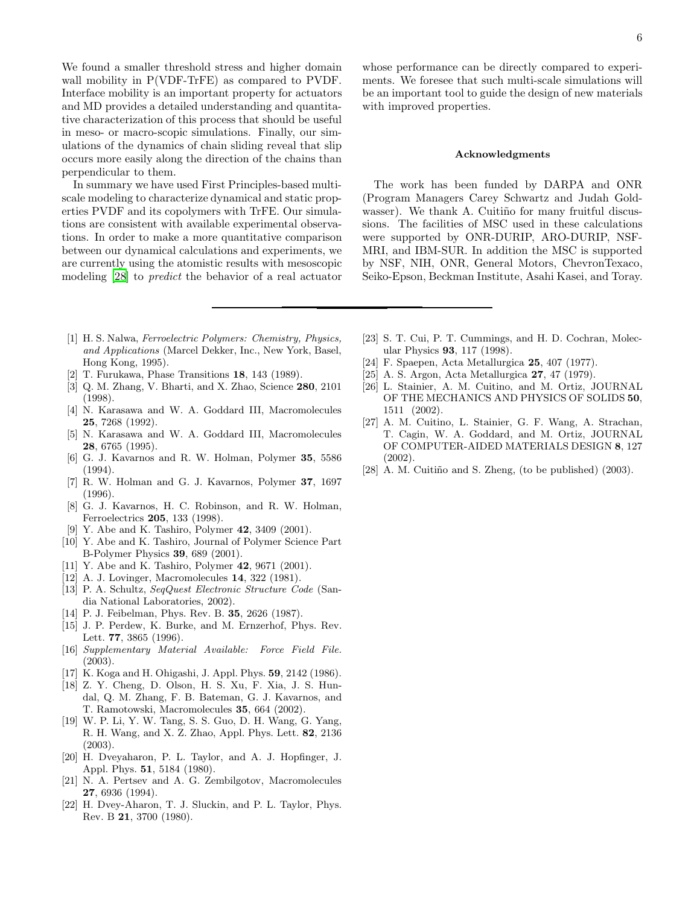We found a smaller threshold stress and higher domain wall mobility in P(VDF-TrFE) as compared to PVDF. Interface mobility is an important property for actuators and MD provides a detailed understanding and quantitative characterization of this process that should be useful in meso- or macro-scopic simulations. Finally, our simulations of the dynamics of chain sliding reveal that slip occurs more easily along the direction of the chains than perpendicular to them.

In summary we have used First Principles-based multi-scale modeling to characterize dynamical and static properties PVDF and its copolymers with TrFE. Our simulations are consistent with available experimental observations. In order to make a more quantitative comparison between our dynamical calculations and experiments, we are currently using the atomistic results with mesoscopic modeling [28] to *predict* the behavior of a real actuator whose performance can be directly compared to experiments. We foresee that such multi-scale simulations will be an important tool to guide the design of new materials with improved properties.

## Acknowledgments

The work has been funded by DARPA and ONR (Program Managers Carey Schwartz and Judah Goldwasser). We thank A. Cuitiño for many fruitful discussions. The facilities of MSC used in these calculations were supported by ONR-DURIP, ARO-DURIP, NSF-MRI, and IBM-SUR. In addition the MSC is supported by NSF, NIH, ONR, General Motors, ChevronTexaco, Seiko-Epson, Beckman Institute, Asahi Kasei, and Toray.

---

[1] H. S. Nalwa, *Ferroelectric Polymers: Chemistry, Physics, and Applications* (Marcel Dekker, Inc., New York, Basel, Hong Kong, 1995).

[2] T. Furukawa, Phase Transitions **18**, 143 (1989).

[3] Q. M. Zhang, V. Bharti, and X. Zhao, Science **280**, 2101 (1998).

[4] N. Karasawa and W. A. Goddard III, Macromolecules **25**, 7268 (1992).

[5] N. Karasawa and W. A. Goddard III, Macromolecules **28**, 6765 (1995).

[6] G. J. Kavarnos and R. W. Holman, Polymer **35**, 5586 (1994).

[7] R. W. Holman and G. J. Kavarnos, Polymer **37**, 1697 (1996).

[8] G. J. Kavarnos, H. C. Robinson, and R. W. Holman, Ferroelectrics **205**, 133 (1998).

[9] Y. Abe and K. Tashiro, Polymer **42**, 3409 (2001).

[10] Y. Abe and K. Tashiro, Journal of Polymer Science Part B-Polymer Physics **39**, 689 (2001).

[11] Y. Abe and K. Tashiro, Polymer **42**, 9671 (2001).

[12] A. J. Lovinger, Macromolecules **14**, 322 (1981).

[13] P. A. Schultz, *SeqQuest Electronic Structure Code* (Sandia National Laboratories, 2002).

[14] P. J. Feibelman, Phys. Rev. B. **35**, 2626 (1987).

[15] J. P. Perdew, K. Burke, and M. Ernzerhof, Phys. Rev. Lett. **77**, 3865 (1996).

[16] *Supplementary Material Available: Force Field File.* (2003).

[17] K. Koga and H. Ohigashi, J. Appl. Phys. **59**, 2142 (1986).

[18] Z. Y. Cheng, D. Olson, H. S. Xu, F. Xia, J. S. Hundal, Q. M. Zhang, F. B. Bateman, G. J. Kavarnos, and T. Ramotowski, Macromolecules **35**, 664 (2002).

[19] W. P. Li, Y. W. Tang, S. S. Guo, D. H. Wang, G. Yang, R. H. Wang, and X. Z. Zhao, Appl. Phys. Lett. **82**, 2136 (2003).

[20] H. Dveyaharon, P. L. Taylor, and A. J. Hopfinger, J. Appl. Phys. **51**, 5184 (1980).

[21] N. A. Pertsev and A. G. Zembilgotov, Macromolecules **27**, 6936 (1994).

[22] H. Dvey-Aharon, T. J. Sluckin, and P. L. Taylor, Phys. Rev. B **21**, 3700 (1980).

[23] S. T. Cui, P. T. Cummings, and H. D. Cochran, Molecular Physics **93**, 117 (1998).

[24] F. Spaepen, Acta Metallurgica **25**, 407 (1977).

[25] A. S. Argon, Acta Metallurgica **27**, 47 (1979).

[26] L. Stainier, A. M. Cuitino, and M. Ortiz, JOURNAL OF THE MECHANICS AND PHYSICS OF SOLIDS **50**, 1511 (2002).

[27] A. M. Cuitino, L. Stainier, G. F. Wang, A. Strachan, T. Cagin, W. A. Goddard, and M. Ortiz, JOURNAL OF COMPUTER-AIDED MATERIALS DESIGN **8**, 127 (2002).

[28] A. M. Cuitiño and S. Zheng, (to be published) (2003).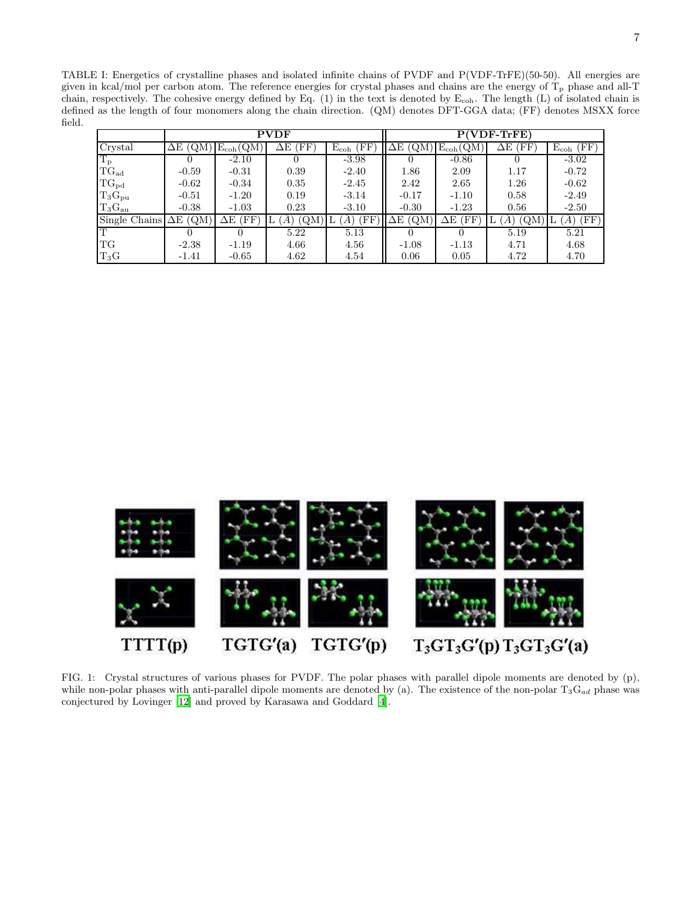TABLE I: Energetics of crystalline phases and isolated infinite chains of PVDF and P(VDF-TrFE)(50-50). All energies are given in kcal/mol per carbon atom. The reference energies for crystal phases and chains are the energy of $T_p$ phase and all-T chain, respectively. The cohesive energy defined by Eq. (1) in the text is denoted by $E_{coh}$. The length (L) of isolated chain is defined as the length of four monomers along the chain direction. (QM) denotes DFT-GGA data; (FF) denotes MSXX force field.

| | **PVDF** | | | | **P(VDF-TrFE)** | | | |
|---|---|---|---|---|---|---|---|---|
| Crystal | $\Delta$E (QM) | $E_{coh}$(QM) | $\Delta$E (FF) | $E_{coh}$ (FF) | $\Delta$E (QM) | $E_{coh}$(QM) | $\Delta$E (FF) | $E_{coh}$ (FF) |
| $T_p$ | 0 | -2.10 | 0 | -3.98 | 0 | -0.86 | 0 | -3.02 |
| $TG_{ad}$ | -0.59 | -0.31 | 0.39 | -2.40 | 1.86 | 2.09 | 1.17 | -0.72 |
| $TG_{pd}$ | -0.62 | -0.34 | 0.35 | -2.45 | 2.42 | 2.65 | 1.26 | -0.62 |
| $T_3G_{pu}$ | -0.51 | -1.20 | 0.19 | -3.14 | -0.17 | -1.10 | 0.58 | -2.49 |
| $T_3G_{au}$ | -0.38 | -1.03 | 0.23 | -3.10 | -0.30 | -1.23 | 0.56 | -2.50 |
| Single Chains | $\Delta$E (QM) | $\Delta$E (FF) | L (Å) (QM) | L (Å) (FF) | $\Delta$E (QM) | $\Delta$E (FF) | L (Å) (QM) | L (Å) (FF) |
| T | 0 | 0 | 5.22 | 5.13 | 0 | 0 | 5.19 | 5.21 |
| TG | -2.38 | -1.19 | 4.66 | 4.56 | -1.08 | -1.13 | 4.71 | 4.68 |
| $T_3G$ | -1.41 | -0.65 | 4.62 | 4.54 | 0.06 | 0.05 | 4.72 | 4.70 |

TTTT(p) TGTG′(a) TGTG′(p) $T_3GT_3G'$(p) $T_3GT_3G'$(a)

FIG. 1: Crystal structures of various phases for PVDF. The polar phases with parallel dipole moments are denoted by (p), while non-polar phases with anti-parallel dipole moments are denoted by (a). The existence of the non-polar $T_3G_{ad}$ phase was conjectured by Lovinger [12] and proved by Karasawa and Goddard [4].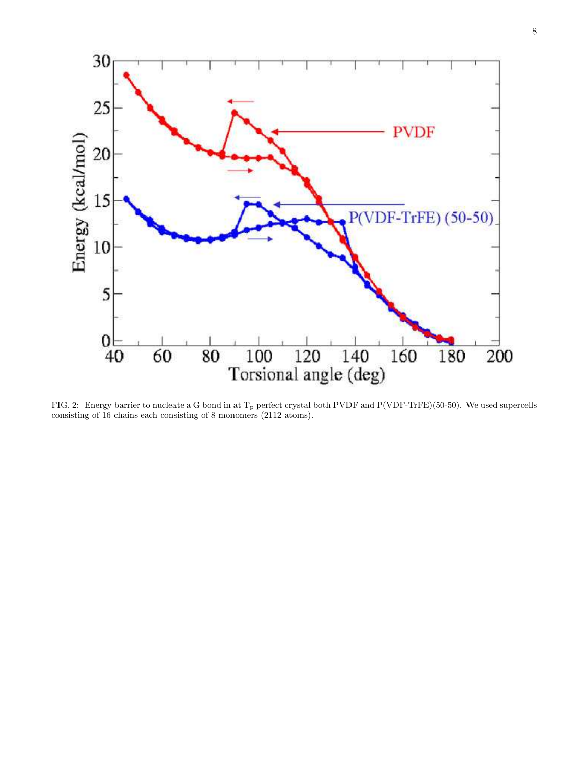FIG. 2: Energy barrier to nucleate a G bond in at $T_p$ perfect crystal both PVDF and P(VDF-TrFE)(50-50). We used supercells consisting of 16 chains each consisting of 8 monomers (2112 atoms).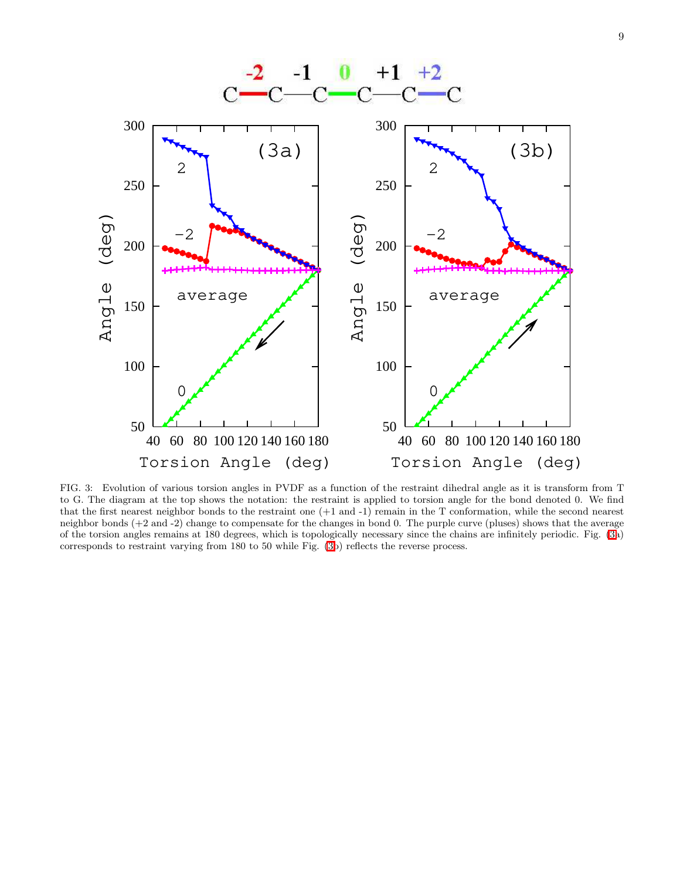FIG. 3: Evolution of various torsion angles in PVDF as a function of the restraint dihedral angle as it is transform from T to G. The diagram at the top shows the notation: the restraint is applied to torsion angle for the bond denoted 0. We find that the first nearest neighbor bonds to the restraint one (+1 and -1) remain in the T conformation, while the second nearest neighbor bonds (+2 and -2) change to compensate for the changes in bond 0. The purple curve (pluses) shows that the average of the torsion angles remains at 180 degrees, which is topologically necessary since the chains are infinitely periodic. Fig. (3a) corresponds to restraint varying from 180 to 50 while Fig. (3b) reflects the reverse process.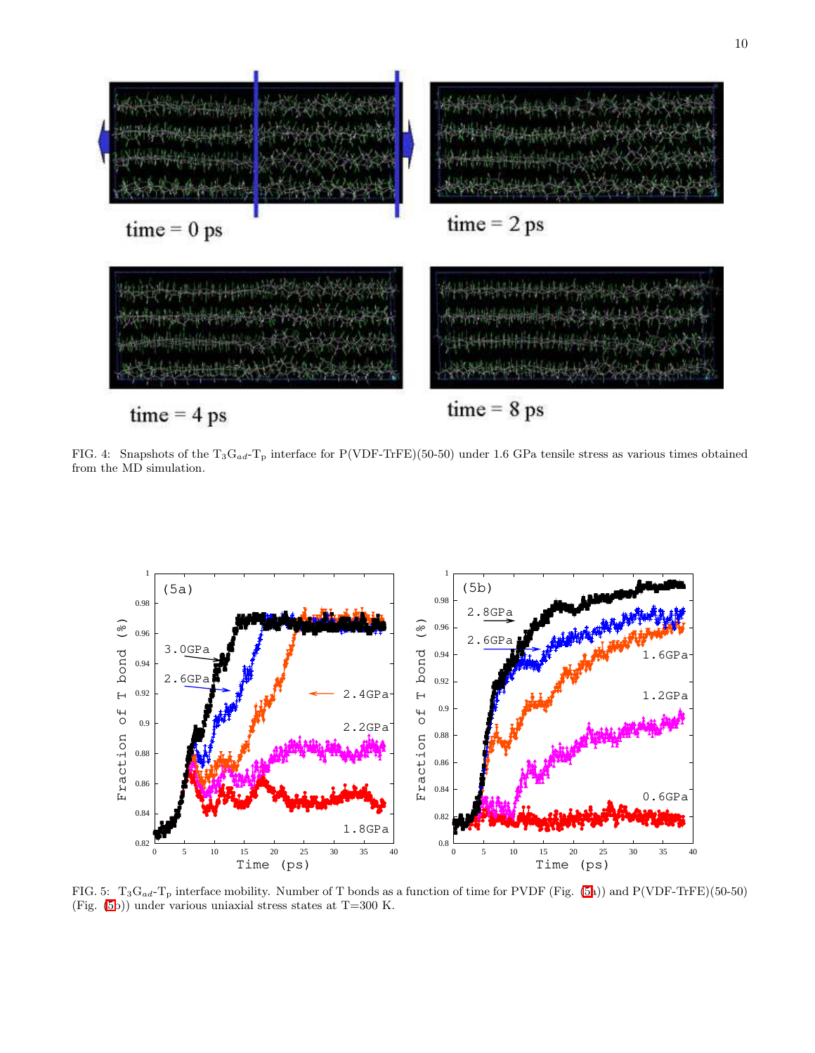FIG. 4: Snapshots of the $T_3G_{ad}$-$T_p$ interface for P(VDF-TrFE)(50-50) under 1.6 GPa tensile stress as various times obtained from the MD simulation.

FIG. 5: $T_3G_{ad}$-$T_p$ interface mobility. Number of T bonds as a function of time for PVDF (Fig. (5a)) and P(VDF-TrFE)(50-50) (Fig. (5b)) under various uniaxial stress states at T=300 K.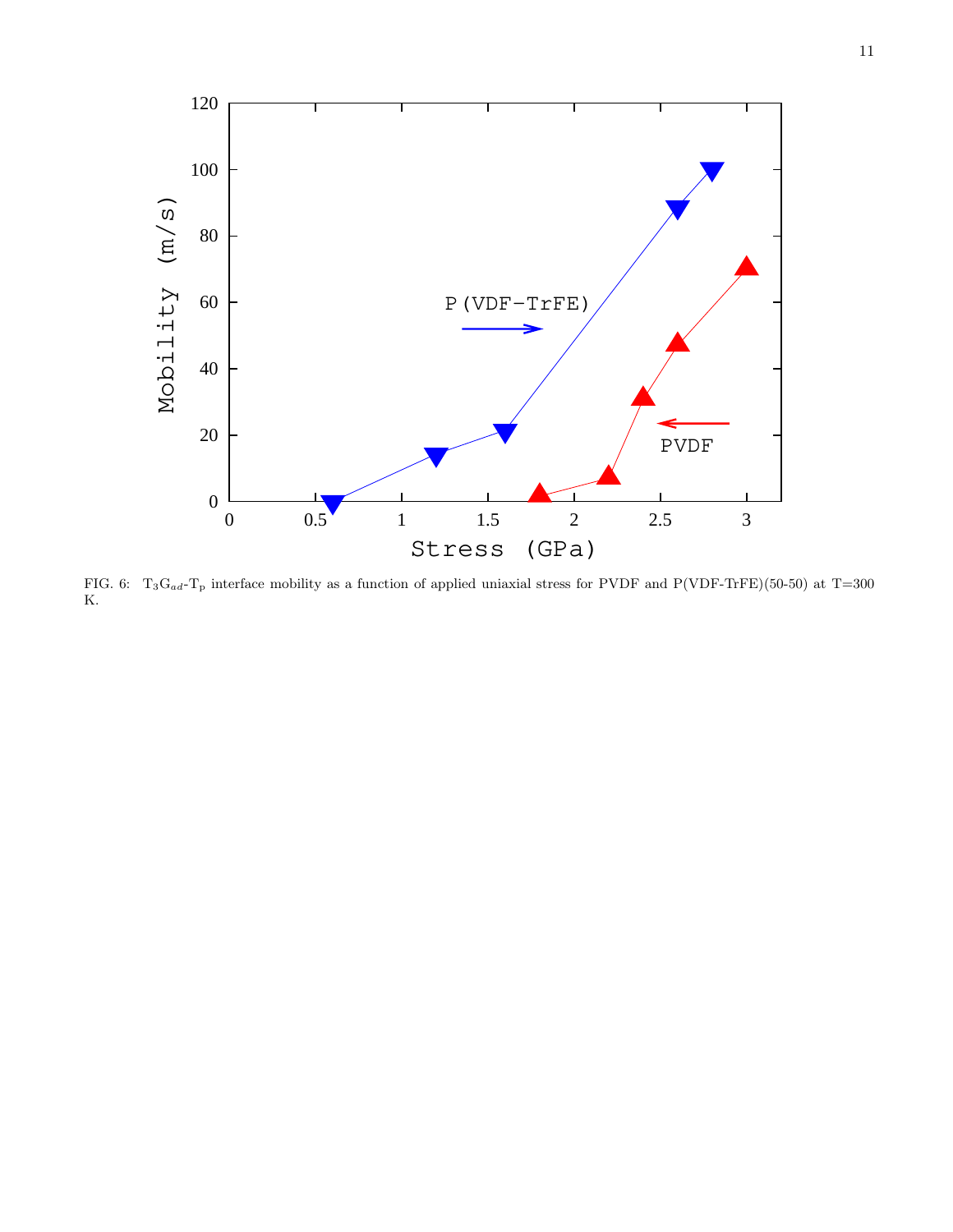FIG. 6: $T_3G_{ad}$-$T_p$ interface mobility as a function of applied uniaxial stress for PVDF and P(VDF-TrFE)(50-50) at T=300 K.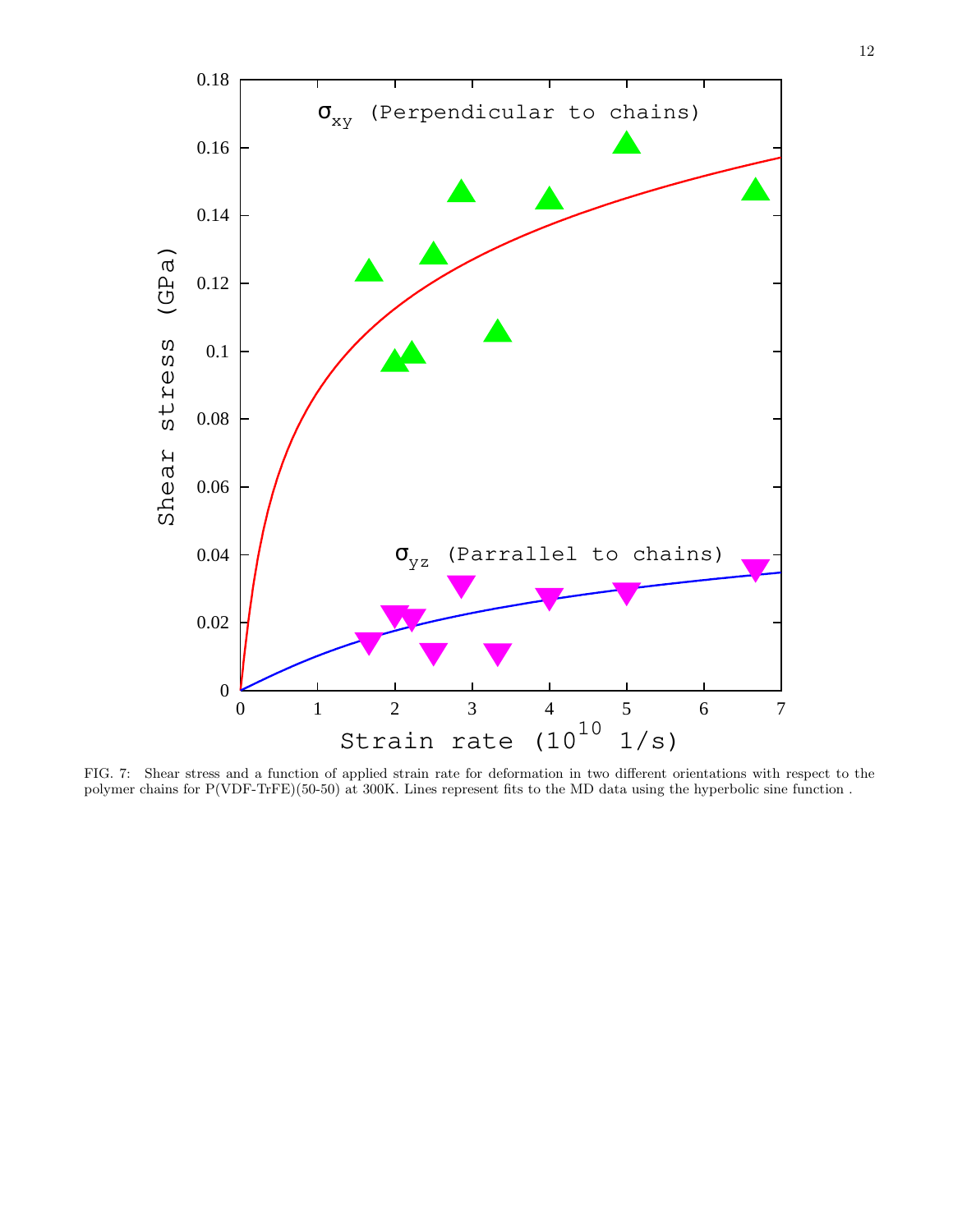FIG. 7: Shear stress and a function of applied strain rate for deformation in two different orientations with respect to the polymer chains for P(VDF-TrFE)(50-50) at 300K. Lines represent fits to the MD data using the hyperbolic sine function .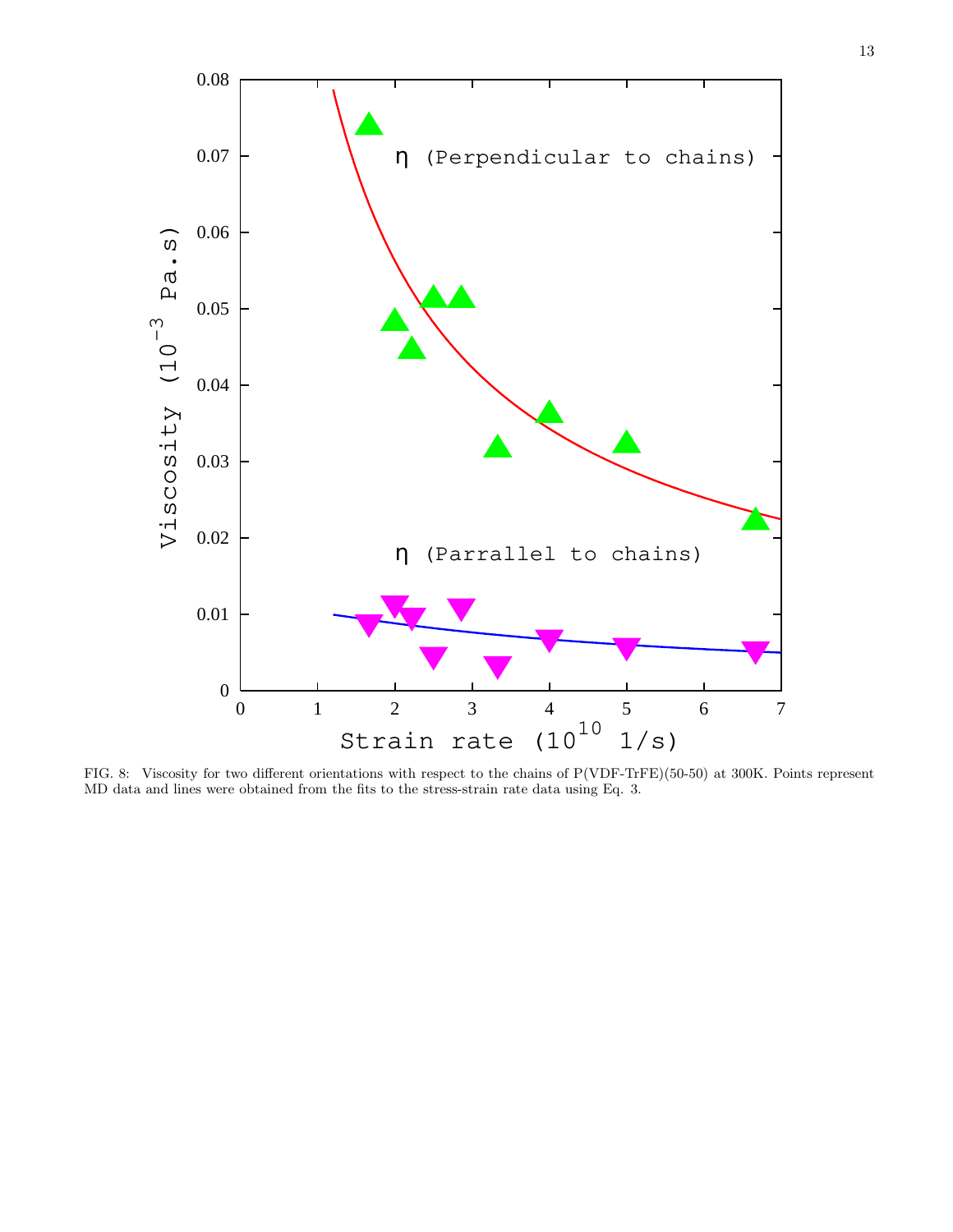FIG. 8: Viscosity for two different orientations with respect to the chains of P(VDF-TrFE)(50-50) at 300K. Points represent MD data and lines were obtained from the fits to the stress-strain rate data using Eq. 3.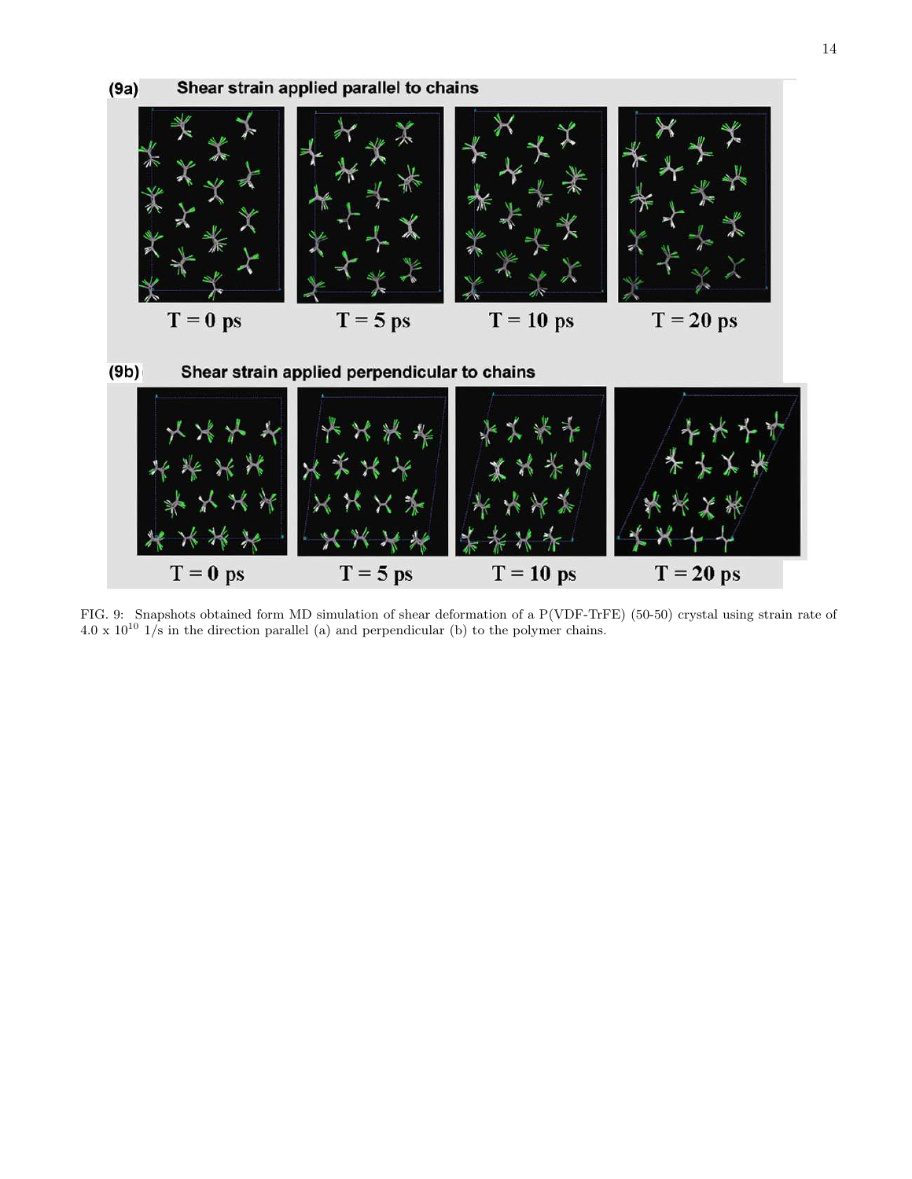(9a) Shear strain applied parallel to chains

T = 0 ps

T = 5 ps

T = 10 ps

T = 20 ps

(9b) Shear strain applied perpendicular to chains

T = 0 ps

T = 5 ps

T = 10 ps

T = 20 ps

FIG. 9: Snapshots obtained form MD simulation of shear deformation of a P(VDF-TrFE) (50-50) crystal using strain rate of 4.0 x $10^{10}$ 1/s in the direction parallel (a) and perpendicular (b) to the polymer chains.